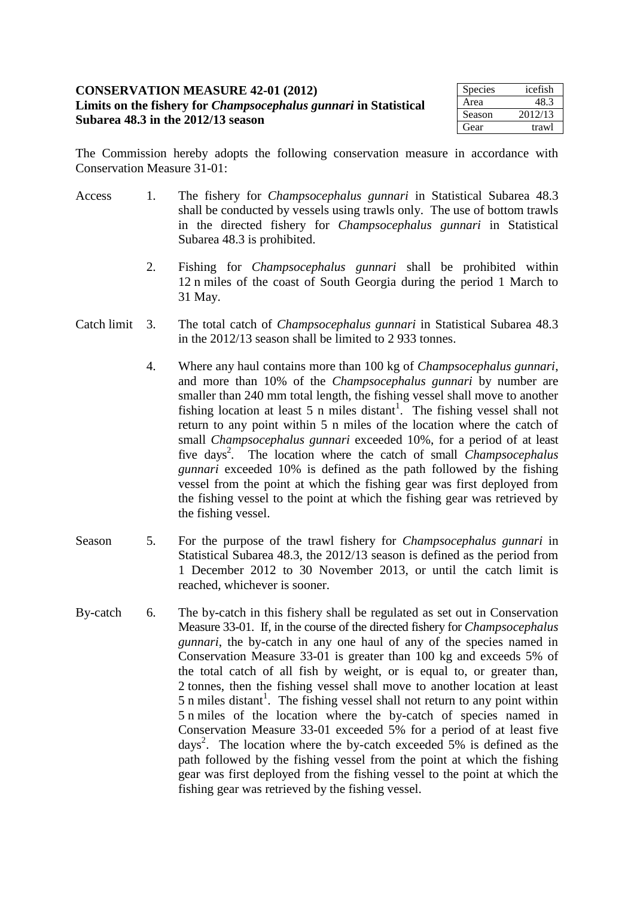**CONSERVATION MEASURE 42-01 (2012)**
**Limits on the fishery for *Champsocephalus gunnari* in Statistical Subarea 48.3 in the 2012/13 season**

| Species | icefish |
|---|---|
| Area | 48.3 |
| Season | 2012/13 |
| Gear | trawl |

The Commission hereby adopts the following conservation measure in accordance with Conservation Measure 31-01:

Access

1. The fishery for *Champsocephalus gunnari* in Statistical Subarea 48.3 shall be conducted by vessels using trawls only. The use of bottom trawls in the directed fishery for *Champsocephalus gunnari* in Statistical Subarea 48.3 is prohibited.

2. Fishing for *Champsocephalus gunnari* shall be prohibited within 12 n miles of the coast of South Georgia during the period 1 March to 31 May.

Catch limit

3. The total catch of *Champsocephalus gunnari* in Statistical Subarea 48.3 in the 2012/13 season shall be limited to 2 933 tonnes.

4. Where any haul contains more than 100 kg of *Champsocephalus gunnari*, and more than 10% of the *Champsocephalus gunnari* by number are smaller than 240 mm total length, the fishing vessel shall move to another fishing location at least 5 n miles distant[1]. The fishing vessel shall not return to any point within 5 n miles of the location where the catch of small *Champsocephalus gunnari* exceeded 10%, for a period of at least five days[2]. The location where the catch of small *Champsocephalus gunnari* exceeded 10% is defined as the path followed by the fishing vessel from the point at which the fishing gear was first deployed from the fishing vessel to the point at which the fishing gear was retrieved by the fishing vessel.

Season

5. For the purpose of the trawl fishery for *Champsocephalus gunnari* in Statistical Subarea 48.3, the 2012/13 season is defined as the period from 1 December 2012 to 30 November 2013, or until the catch limit is reached, whichever is sooner.

By-catch

6. The by-catch in this fishery shall be regulated as set out in Conservation Measure 33-01. If, in the course of the directed fishery for *Champsocephalus gunnari*, the by-catch in any one haul of any of the species named in Conservation Measure 33-01 is greater than 100 kg and exceeds 5% of the total catch of all fish by weight, or is equal to, or greater than, 2 tonnes, then the fishing vessel shall move to another location at least 5 n miles distant[1]. The fishing vessel shall not return to any point within 5 n miles of the location where the by-catch of species named in Conservation Measure 33-01 exceeded 5% for a period of at least five days[2]. The location where the by-catch exceeded 5% is defined as the path followed by the fishing vessel from the point at which the fishing gear was first deployed from the fishing vessel to the point at which the fishing gear was retrieved by the fishing vessel.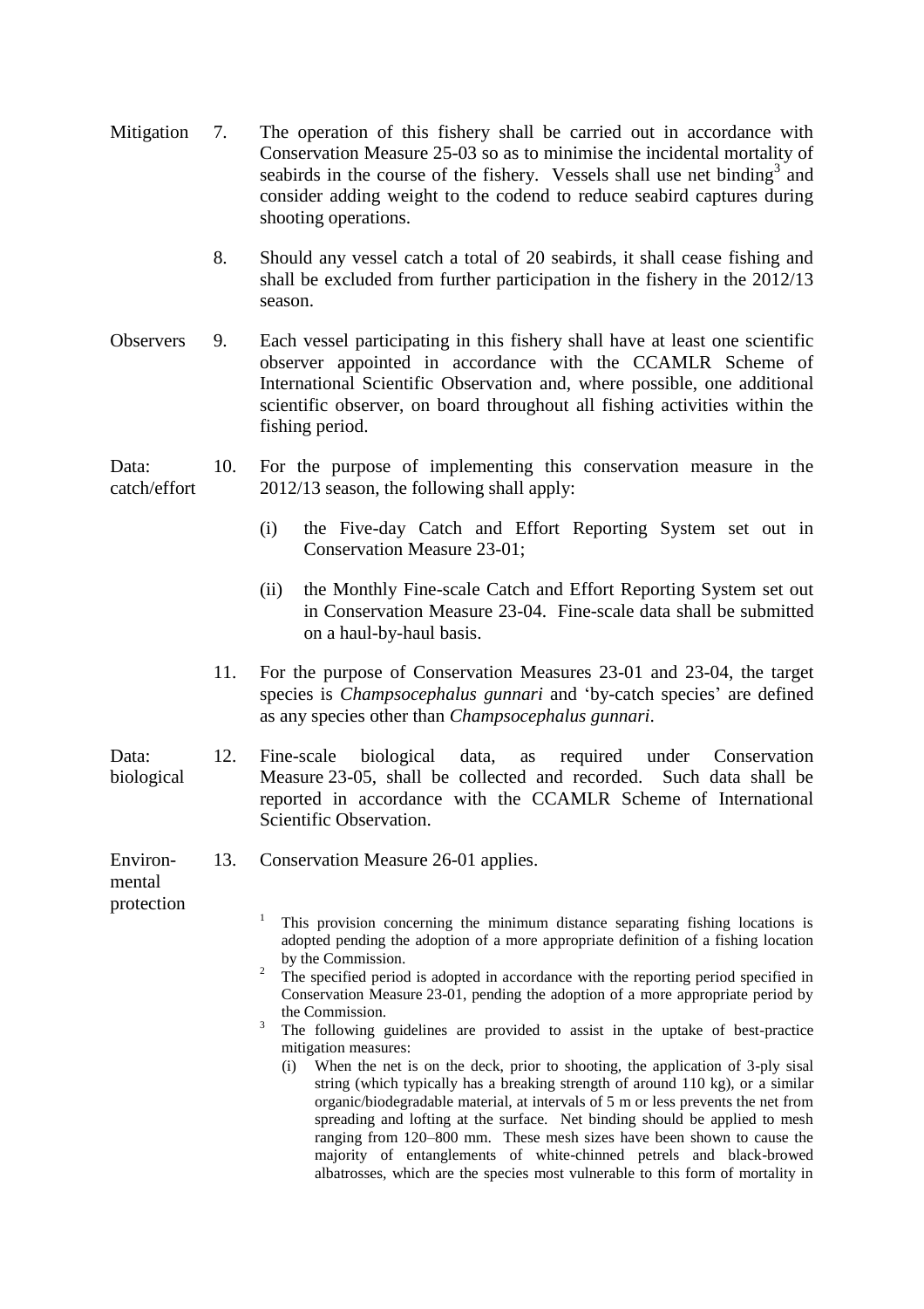Mitigation

7. The operation of this fishery shall be carried out in accordance with Conservation Measure 25-03 so as to minimise the incidental mortality of seabirds in the course of the fishery. Vessels shall use net binding[3] and consider adding weight to the codend to reduce seabird captures during shooting operations.

8. Should any vessel catch a total of 20 seabirds, it shall cease fishing and shall be excluded from further participation in the fishery in the 2012/13 season.

Observers

9. Each vessel participating in this fishery shall have at least one scientific observer appointed in accordance with the CCAMLR Scheme of International Scientific Observation and, where possible, one additional scientific observer, on board throughout all fishing activities within the fishing period.

Data: catch/effort

10. For the purpose of implementing this conservation measure in the 2012/13 season, the following shall apply:

   (i) the Five-day Catch and Effort Reporting System set out in Conservation Measure 23-01;

   (ii) the Monthly Fine-scale Catch and Effort Reporting System set out in Conservation Measure 23-04. Fine-scale data shall be submitted on a haul-by-haul basis.

11. For the purpose of Conservation Measures 23-01 and 23-04, the target species is *Champsocephalus gunnari* and 'by-catch species' are defined as any species other than *Champsocephalus gunnari*.

Data: biological

12. Fine-scale biological data, as required under Conservation Measure 23-05, shall be collected and recorded. Such data shall be reported in accordance with the CCAMLR Scheme of International Scientific Observation.

Environmental protection

13. Conservation Measure 26-01 applies.

---

[1] This provision concerning the minimum distance separating fishing locations is adopted pending the adoption of a more appropriate definition of a fishing location by the Commission.

[2] The specified period is adopted in accordance with the reporting period specified in Conservation Measure 23-01, pending the adoption of a more appropriate period by the Commission.

[3] The following guidelines are provided to assist in the uptake of best-practice mitigation measures:

(i) When the net is on the deck, prior to shooting, the application of 3-ply sisal string (which typically has a breaking strength of around 110 kg), or a similar organic/biodegradable material, at intervals of 5 m or less prevents the net from spreading and lofting at the surface. Net binding should be applied to mesh ranging from 120–800 mm. These mesh sizes have been shown to cause the majority of entanglements of white-chinned petrels and black-browed albatrosses, which are the species most vulnerable to this form of mortality in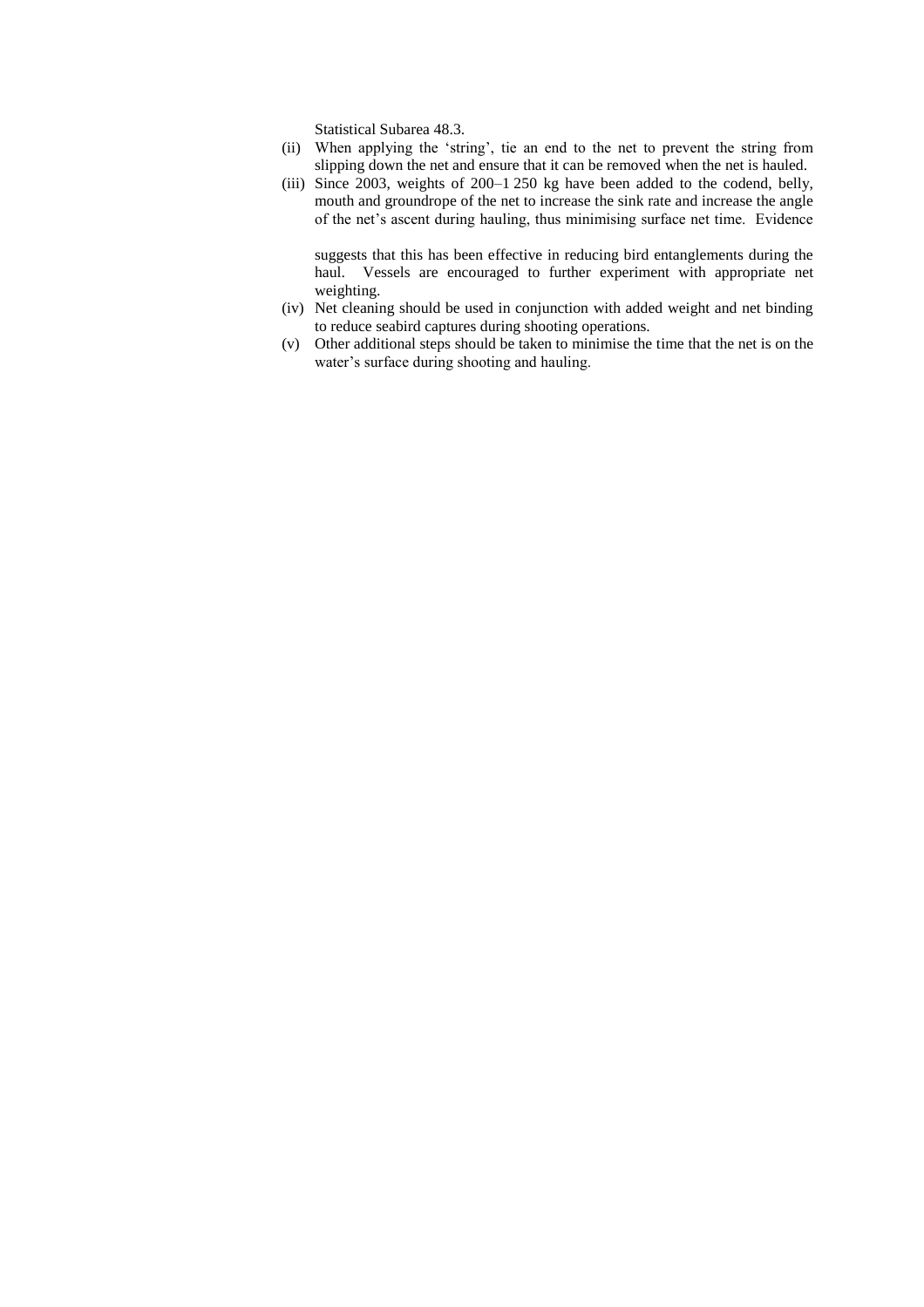Statistical Subarea 48.3.

(ii) When applying the 'string', tie an end to the net to prevent the string from slipping down the net and ensure that it can be removed when the net is hauled.

(iii) Since 2003, weights of 200–1 250 kg have been added to the codend, belly, mouth and groundrope of the net to increase the sink rate and increase the angle of the net's ascent during hauling, thus minimising surface net time. Evidence suggests that this has been effective in reducing bird entanglements during the haul. Vessels are encouraged to further experiment with appropriate net weighting.

(iv) Net cleaning should be used in conjunction with added weight and net binding to reduce seabird captures during shooting operations.

(v) Other additional steps should be taken to minimise the time that the net is on the water's surface during shooting and hauling.